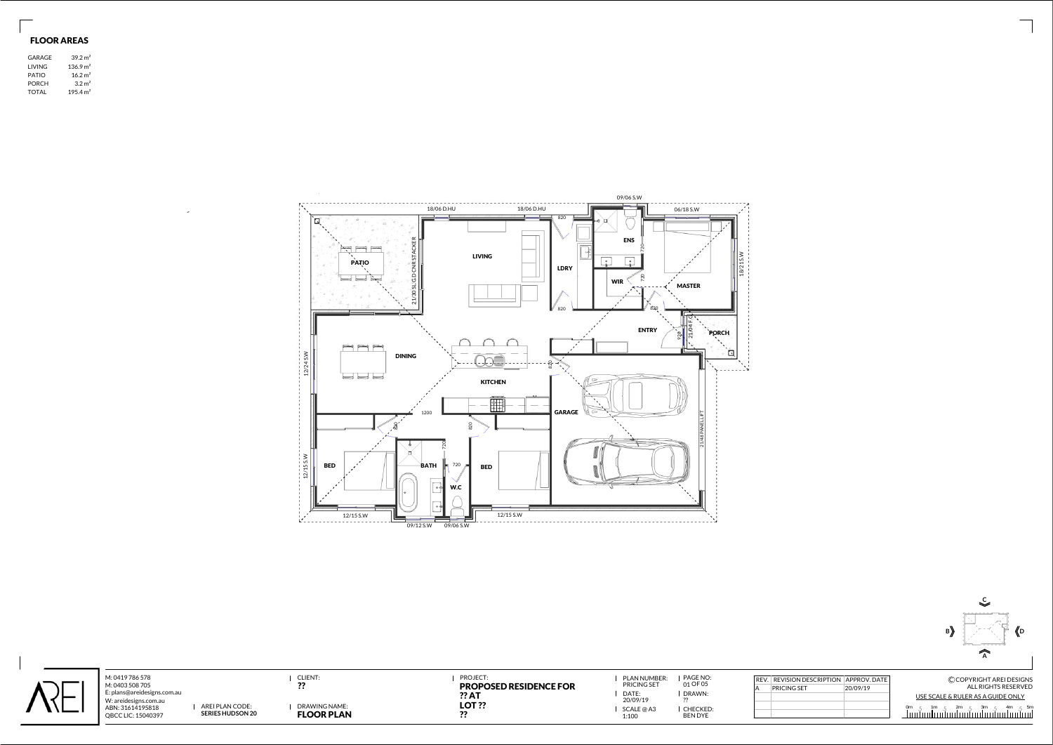## FLOOR AREAS

| | |
|---|---|
| GARAGE | 39.2 m² |
| LIVING | 136.9 m² |
| PATIO | 16.2 m² |
| PORCH | 3.2 m² |
| TOTAL | 195.4 m² |

PATIO

LIVING

LDRY

ENS

WIR

MASTER

ENTRY

PORCH

DINING

KITCHEN

GARAGE

BED

BATH

W.C

BED

09/06 S.W

18/06 D.HU

18/06 D.HU

06/18 S.W

18/21S.W

21/30 SL.G.D CNR STACKER

21/04 F.G

12/24 S.W

21/48 PANEL LIFT

12/15 S.W

12/15 S.W

09/12 S.W

09/06 S.W

12/15 S.W

820

720

720

820

820

920

820

1200

820

720

820

720

M: 0419 786 578
M: 0403 508 705
E: plans@areidesigns.com.au
W: areidesigns.com.au
ABN: 31614195818
QBCC LIC: 15040397

AREI PLAN CODE:
**SERIES HUDSON 20**

CLIENT:
**??**

DRAWING NAME:
**FLOOR PLAN**

PROJECT:
**PROPOSED RESIDENCE FOR ?? AT LOT ?? ??**

PLAN NUMBER: PRICING SET

DATE: 20/09/19

SCALE @ A3 1:100

PAGE NO: 01 OF 05

DRAWN: ??

CHECKED: BEN DYE

| REV. | REVISION DESCRIPTION | APPROV. DATE |
|---|---|---|
| A | PRICING SET | 20/09/19 |

©COPYRIGHT AREI DESIGNS
ALL RIGHTS RESERVED

USE SCALE & RULER AS A GUIDE ONLY

0m 1m 2m 3m 4m 5m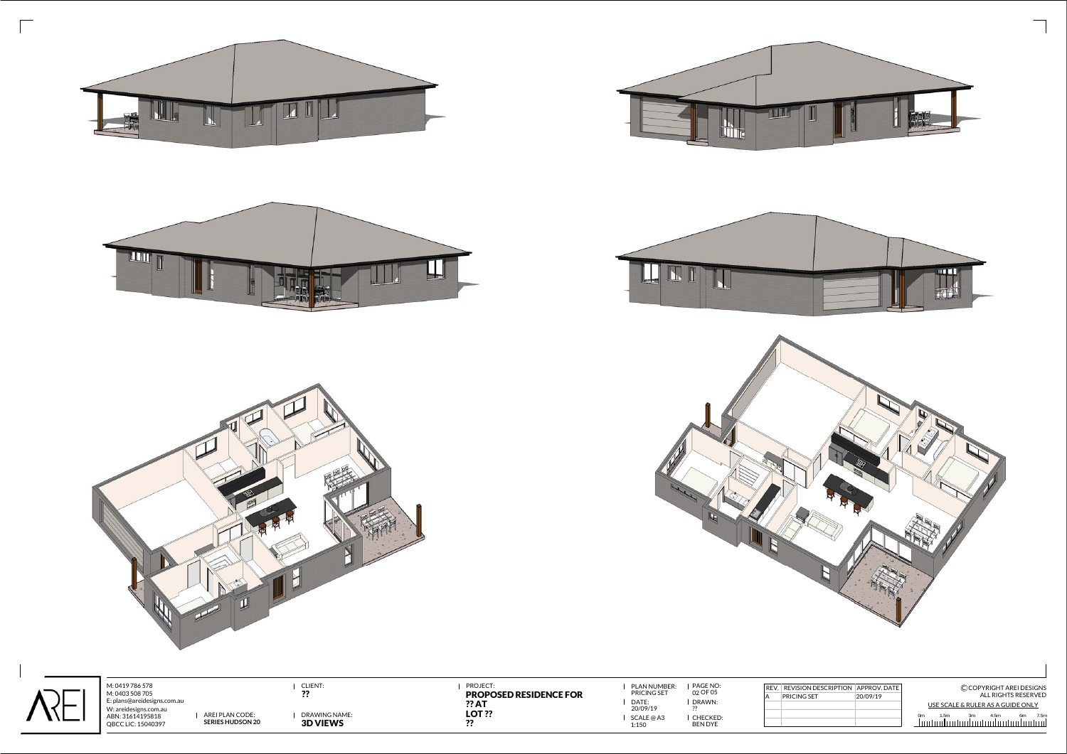M: 0419 786 578
M: 0403 508 705
E: plans@areidesigns.com.au
W: areidesigns.com.au
ABN: 31614195818
QBCC LIC: 15040397

AREI PLAN CODE: **SERIES HUDSON 20**

CLIENT: **??**

DRAWING NAME: **3D VIEWS**

PROJECT:
**PROPOSED RESIDENCE FOR ?? AT LOT ?? ??**

PLAN NUMBER: PRICING SET
DATE: 20/09/19
SCALE @ A3 1:150

PAGE NO: 02 OF 05
DRAWN: ??
CHECKED: BEN DYE

| REV. | REVISION DESCRIPTION | APPROV. DATE |
|---|---|---|
| A | PRICING SET | 20/09/19 |
| | | |
| | | |
| | | |

© COPYRIGHT AREI DESIGNS
ALL RIGHTS RESERVED

USE SCALE & RULER AS A GUIDE ONLY

0m 1.5m 3m 4.5m 6m 7.5m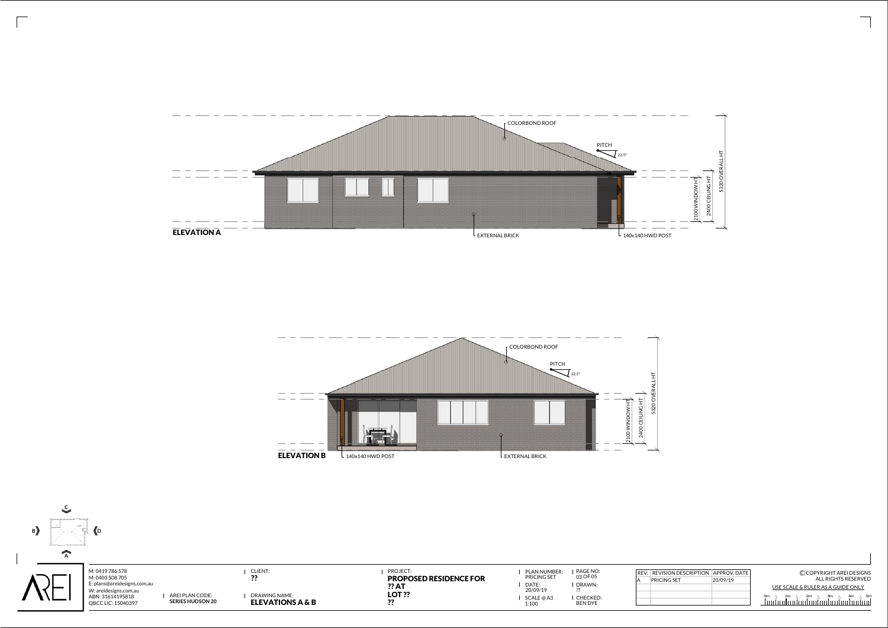## ELEVATION A

COLORBOND ROOF

PITCH 22.5°

2100 WINDOW HT

2400 CEILING HT

5320 OVERALL HT

EXTERNAL BRICK

140x140 HWD POST

## ELEVATION B

COLORBOND ROOF

PITCH 22.5°

2100 WINDOW HT

2400 CEILING HT

5320 OVERALL HT

140x140 HWD POST

EXTERNAL BRICK

C

B

D

A

AREI

M: 0419 786 578
M: 0403 508 705
E: plans@areidesigns.com.au
W: areidesigns.com.au
ABN: 31614195818
QBCC LIC: 15040397

AREI PLAN CODE:
**SERIES HUDSON 20**

CLIENT:
**??**

DRAWING NAME:
**ELEVATIONS A & B**

PROJECT:
**PROPOSED RESIDENCE FOR**
**?? AT**
**LOT ??**
**??**

PLAN NUMBER:
PRICING SET

DATE:
20/09/19

SCALE @ A3
1:100

PAGE NO:
03 OF 05

DRAWN:
??

CHECKED:
BEN DYE

| REV. | REVISION DESCRIPTION | APPROV. DATE |
|---|---|---|
| A | PRICING SET | 20/09/19 |
| | | |
| | | |
| | | |

© COPYRIGHT AREI DESIGNS
ALL RIGHTS RESERVED

USE SCALE & RULER AS A GUIDE ONLY

0m 1m 2m 3m 4m 5m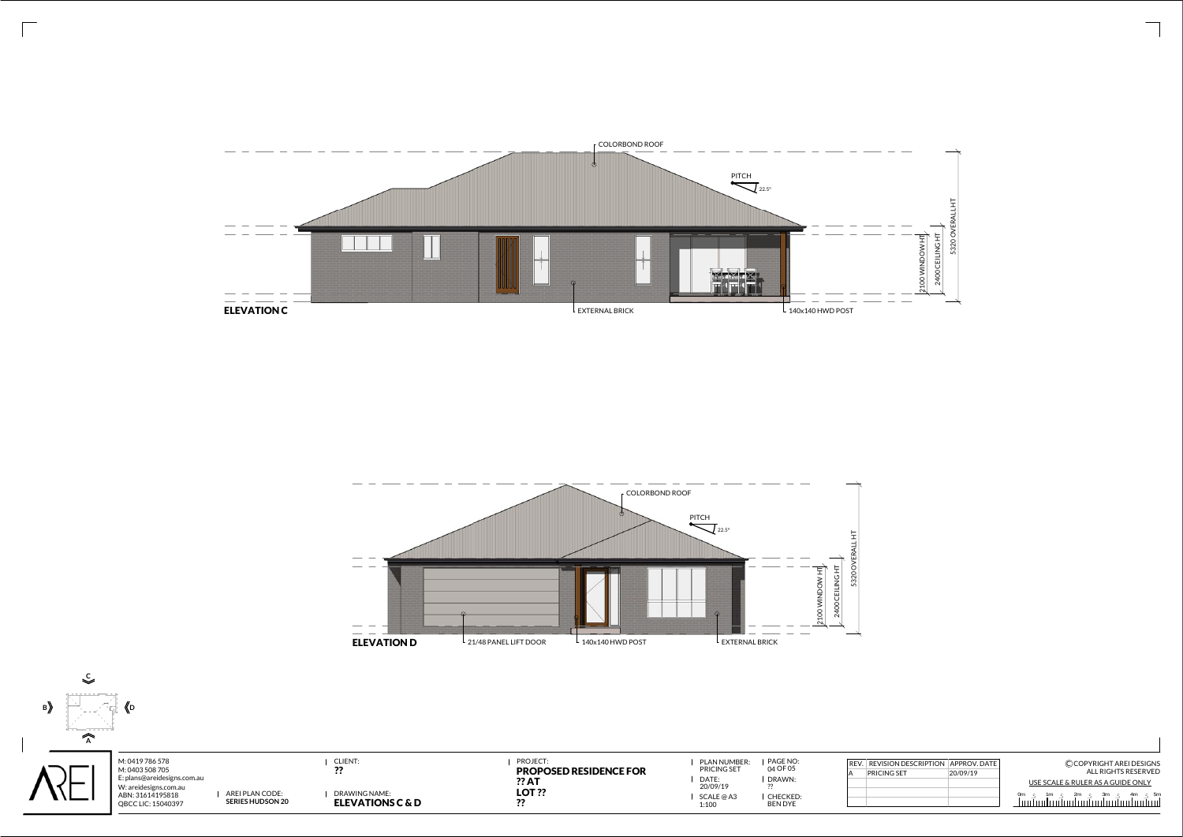COLORBOND ROOF

PITCH
22.5°

2100 WINDOW HT
2400 CEILING HT
5320 OVERALL HT

**ELEVATION C**

EXTERNAL BRICK

140x140 HWD POST

COLORBOND ROOF

PITCH
22.5°

2100 WINDOW HT
2400 CEILING HT
5320 OVERALL HT

**ELEVATION D**

21/48 PANEL LIFT DOOR

140x140 HWD POST

EXTERNAL BRICK

C
B
D
A

AREI

M: 0419 786 578
M: 0403 508 705
E: plans@areidesigns.com.au
W: areidesigns.com.au
ABN: 31614195818
QBCC LIC: 15040397

AREI PLAN CODE:
**SERIES HUDSON 20**

CLIENT:
**??**

DRAWING NAME:
**ELEVATIONS C & D**

PROJECT:
**PROPOSED RESIDENCE FOR**
**?? AT**
**LOT ??**
**??**

PLAN NUMBER:
PRICING SET

DATE:
20/09/19

SCALE @ A3
1:100

PAGE NO:
04 OF 05

DRAWN:
??

CHECKED:
BEN DYE

| REV. | REVISION DESCRIPTION | APPROV. DATE |
| --- | --- | --- |
| A | PRICING SET | 20/09/19 |
| | | |
| | | |
| | | |

©COPYRIGHT AREI DESIGNS
ALL RIGHTS RESERVED

USE SCALE & RULER AS A GUIDE ONLY

0m 1m 2m 3m 4m 5m